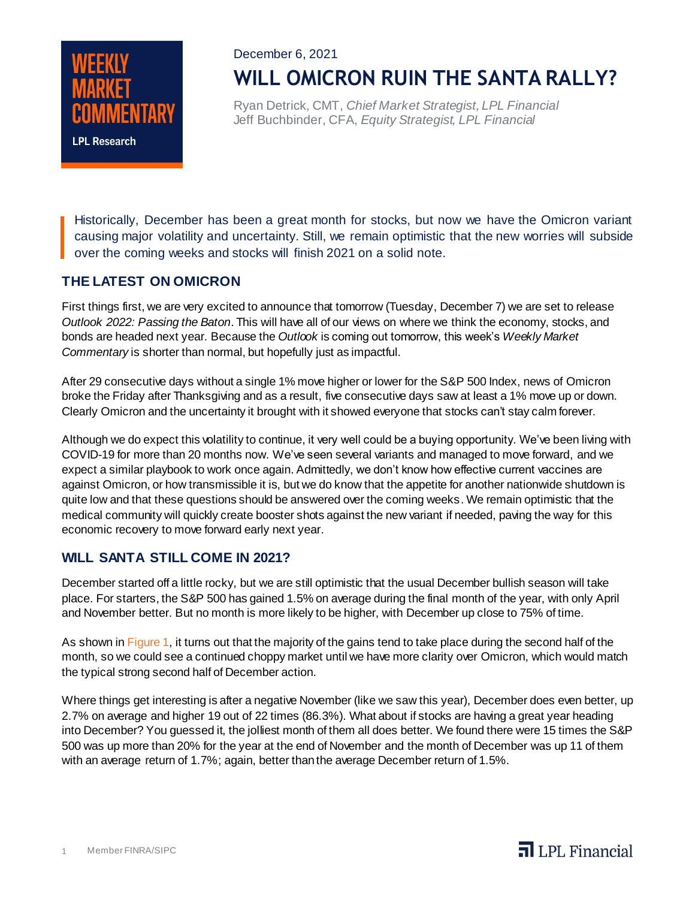WEEKLY MARKET COMMENTARY

LPL Research

December 6, 2021

# WILL OMICRON RUIN THE SANTA RALLY?

Ryan Detrick, CMT, *Chief Market Strategist, LPL Financial*
Jeff Buchbinder, CFA, *Equity Strategist, LPL Financial*

Historically, December has been a great month for stocks, but now we have the Omicron variant causing major volatility and uncertainty. Still, we remain optimistic that the new worries will subside over the coming weeks and stocks will finish 2021 on a solid note.

## THE LATEST ON OMICRON

First things first, we are very excited to announce that tomorrow (Tuesday, December 7) we are set to release *Outlook 2022: Passing the Baton*. This will have all of our views on where we think the economy, stocks, and bonds are headed next year. Because the *Outlook* is coming out tomorrow, this week's *Weekly Market Commentary* is shorter than normal, but hopefully just as impactful.

After 29 consecutive days without a single 1% move higher or lower for the S&P 500 Index, news of Omicron broke the Friday after Thanksgiving and as a result, five consecutive days saw at least a 1% move up or down. Clearly Omicron and the uncertainty it brought with it showed everyone that stocks can't stay calm forever.

Although we do expect this volatility to continue, it very well could be a buying opportunity. We've been living with COVID-19 for more than 20 months now. We've seen several variants and managed to move forward, and we expect a similar playbook to work once again. Admittedly, we don't know how effective current vaccines are against Omicron, or how transmissible it is, but we do know that the appetite for another nationwide shutdown is quite low and that these questions should be answered over the coming weeks. We remain optimistic that the medical community will quickly create booster shots against the new variant if needed, paving the way for this economic recovery to move forward early next year.

## WILL SANTA STILL COME IN 2021?

December started off a little rocky, but we are still optimistic that the usual December bullish season will take place. For starters, the S&P 500 has gained 1.5% on average during the final month of the year, with only April and November better. But no month is more likely to be higher, with December up close to 75% of time.

As shown in Figure 1, it turns out that the majority of the gains tend to take place during the second half of the month, so we could see a continued choppy market until we have more clarity over Omicron, which would match the typical strong second half of December action.

Where things get interesting is after a negative November (like we saw this year), December does even better, up 2.7% on average and higher 19 out of 22 times (86.3%). What about if stocks are having a great year heading into December? You guessed it, the jolliest month of them all does better. We found there were 15 times the S&P 500 was up more than 20% for the year at the end of November and the month of December was up 11 of them with an average return of 1.7%; again, better than the average December return of 1.5%.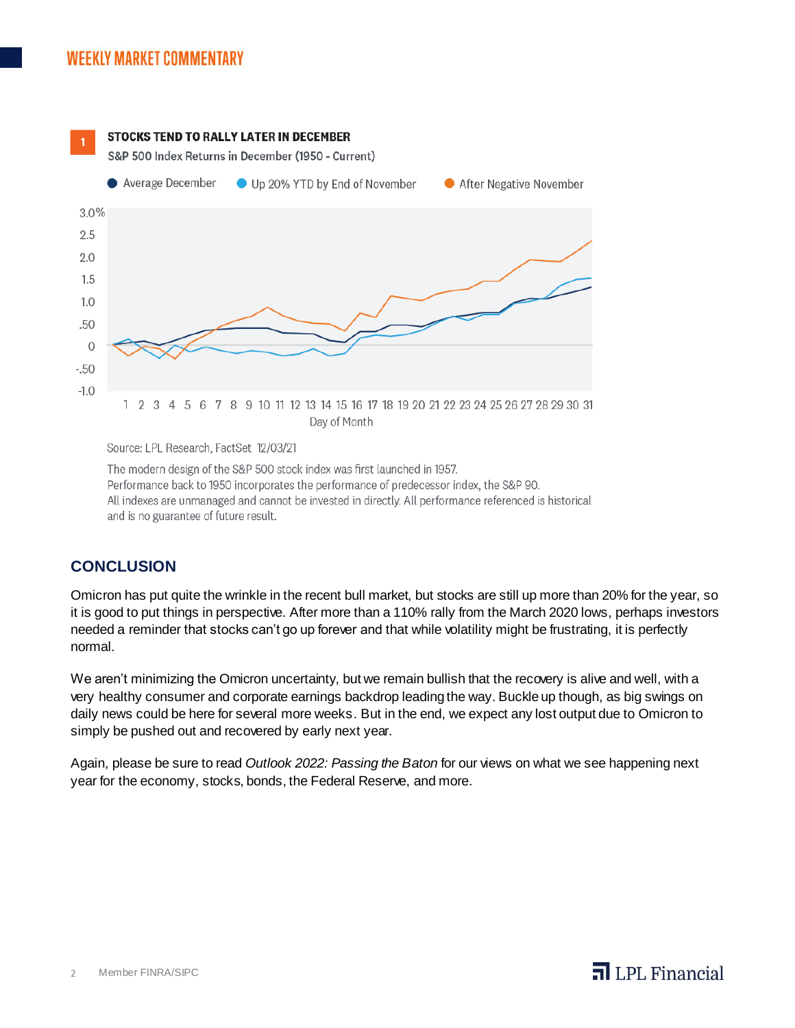**1**

**STOCKS TEND TO RALLY LATER IN DECEMBER**

S&P 500 Index Returns in December (1950 - Current)

Source: LPL Research, FactSet 12/03/21

The modern design of the S&P 500 stock index was first launched in 1957.
Performance back to 1950 incorporates the performance of predecessor index, the S&P 90.
All indexes are unmanaged and cannot be invested in directly. All performance referenced is historical and is no guarantee of future result.

## CONCLUSION

Omicron has put quite the wrinkle in the recent bull market, but stocks are still up more than 20% for the year, so it is good to put things in perspective. After more than a 110% rally from the March 2020 lows, perhaps investors needed a reminder that stocks can't go up forever and that while volatility might be frustrating, it is perfectly normal.

We aren't minimizing the Omicron uncertainty, but we remain bullish that the recovery is alive and well, with a very healthy consumer and corporate earnings backdrop leading the way. Buckle up though, as big swings on daily news could be here for several more weeks. But in the end, we expect any lost output due to Omicron to simply be pushed out and recovered by early next year.

Again, please be sure to read *Outlook 2022: Passing the Baton* for our views on what we see happening next year for the economy, stocks, bonds, the Federal Reserve, and more.

Member FINRA/SIPC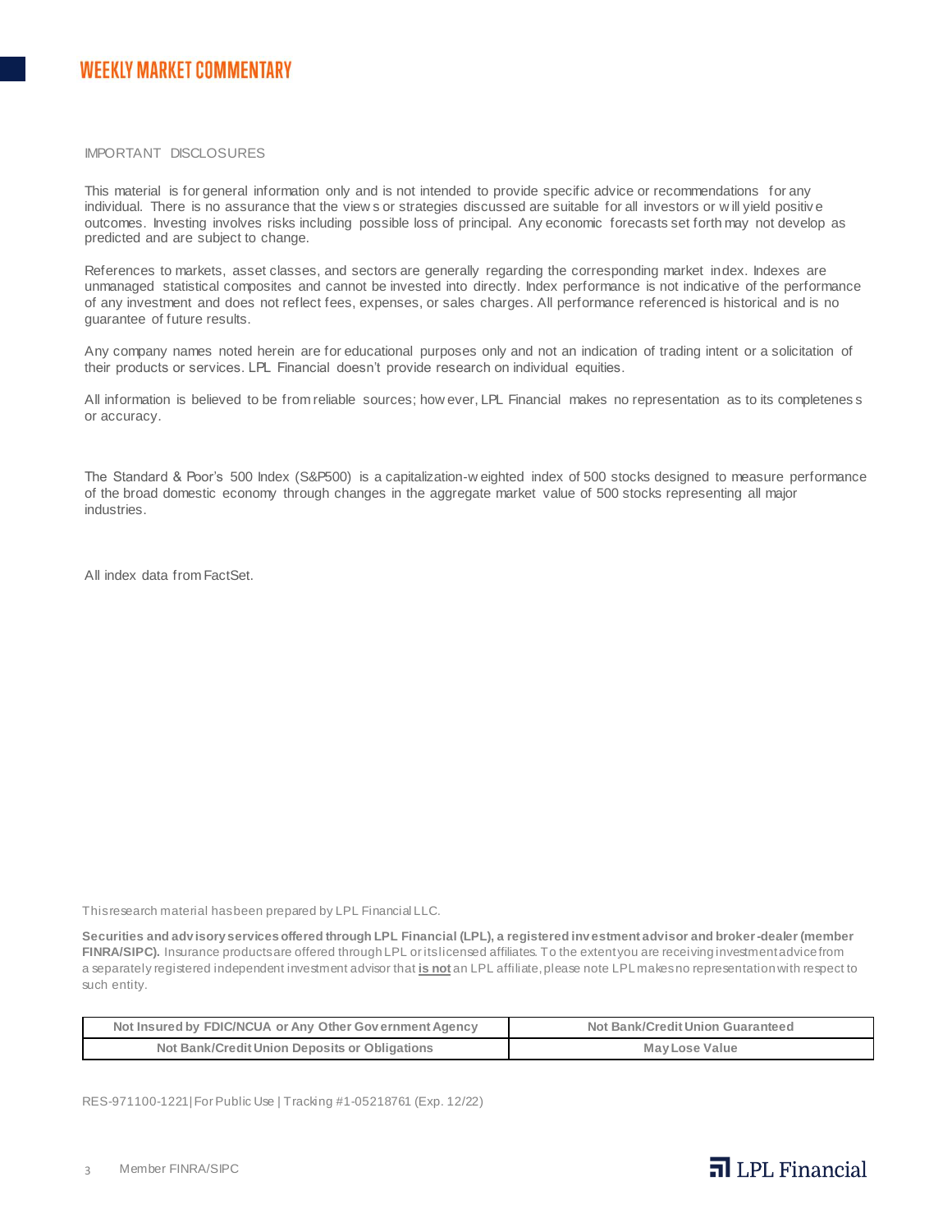IMPORTANT DISCLOSURES

This material is for general information only and is not intended to provide specific advice or recommendations for any individual. There is no assurance that the views or strategies discussed are suitable for all investors or will yield positive outcomes. Investing involves risks including possible loss of principal. Any economic forecasts set forth may not develop as predicted and are subject to change.

References to markets, asset classes, and sectors are generally regarding the corresponding market index. Indexes are unmanaged statistical composites and cannot be invested into directly. Index performance is not indicative of the performance of any investment and does not reflect fees, expenses, or sales charges. All performance referenced is historical and is no guarantee of future results.

Any company names noted herein are for educational purposes only and not an indication of trading intent or a solicitation of their products or services. LPL Financial doesn't provide research on individual equities.

All information is believed to be from reliable sources; however, LPL Financial makes no representation as to its completeness or accuracy.

The Standard & Poor's 500 Index (S&P500) is a capitalization-weighted index of 500 stocks designed to measure performance of the broad domestic economy through changes in the aggregate market value of 500 stocks representing all major industries.

All index data from FactSet.

This research material has been prepared by LPL Financial LLC.

**Securities and advisory services offered through LPL Financial (LPL), a registered investment advisor and broker-dealer (member FINRA/SIPC).** Insurance products are offered through LPL or its licensed affiliates. To the extent you are receiving investment advice from a separately registered independent investment advisor that **is not** an LPL affiliate, please note LPL makes no representation with respect to such entity.

| | |
|---|---|
| Not Insured by FDIC/NCUA or Any Other Government Agency | Not Bank/Credit Union Guaranteed |
| Not Bank/Credit Union Deposits or Obligations | May Lose Value |

RES-971100-1221 | For Public Use | Tracking #1-05218761 (Exp. 12/22)

Member FINRA/SIPC

LPL Financial